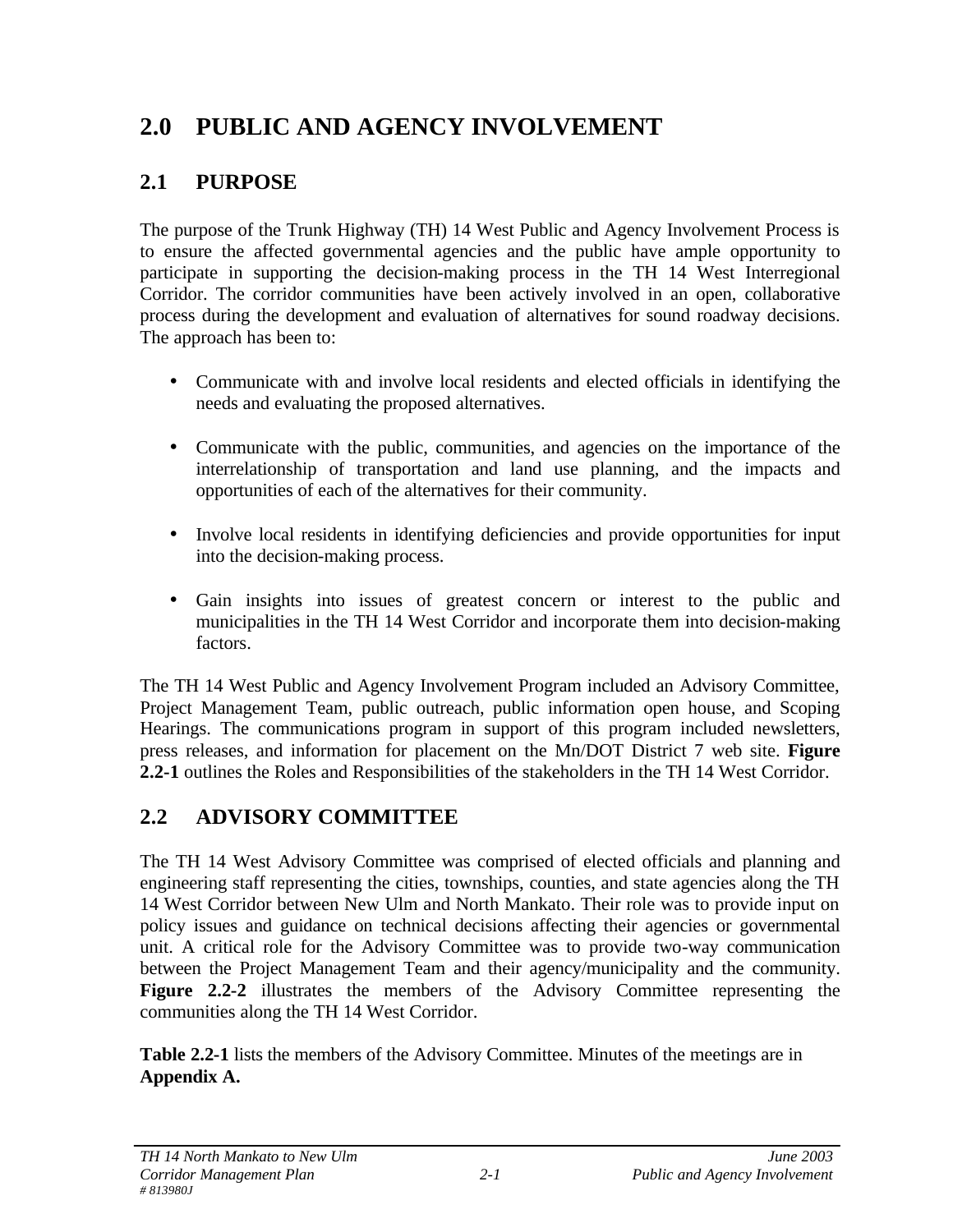# 2.0 PUBLIC AND AGENCY INVOLVEMENT

## 2.1 PURPOSE

The purpose of the Trunk Highway (TH) 14 West Public and Agency Involvement Process is to ensure the affected governmental agencies and the public have ample opportunity to participate in supporting the decision-making process in the TH 14 West Interregional Corridor. The corridor communities have been actively involved in an open, collaborative process during the development and evaluation of alternatives for sound roadway decisions. The approach has been to:

- Communicate with and involve local residents and elected officials in identifying the needs and evaluating the proposed alternatives.
- Communicate with the public, communities, and agencies on the importance of the interrelationship of transportation and land use planning, and the impacts and opportunities of each of the alternatives for their community.
- Involve local residents in identifying deficiencies and provide opportunities for input into the decision-making process.
- Gain insights into issues of greatest concern or interest to the public and municipalities in the TH 14 West Corridor and incorporate them into decision-making factors.

The TH 14 West Public and Agency Involvement Program included an Advisory Committee, Project Management Team, public outreach, public information open house, and Scoping Hearings. The communications program in support of this program included newsletters, press releases, and information for placement on the Mn/DOT District 7 web site. **Figure 2.2-1** outlines the Roles and Responsibilities of the stakeholders in the TH 14 West Corridor.

## 2.2 ADVISORY COMMITTEE

The TH 14 West Advisory Committee was comprised of elected officials and planning and engineering staff representing the cities, townships, counties, and state agencies along the TH 14 West Corridor between New Ulm and North Mankato. Their role was to provide input on policy issues and guidance on technical decisions affecting their agencies or governmental unit. A critical role for the Advisory Committee was to provide two-way communication between the Project Management Team and their agency/municipality and the community. **Figure 2.2-2** illustrates the members of the Advisory Committee representing the communities along the TH 14 West Corridor.

**Table 2.2-1** lists the members of the Advisory Committee. Minutes of the meetings are in **Appendix A.**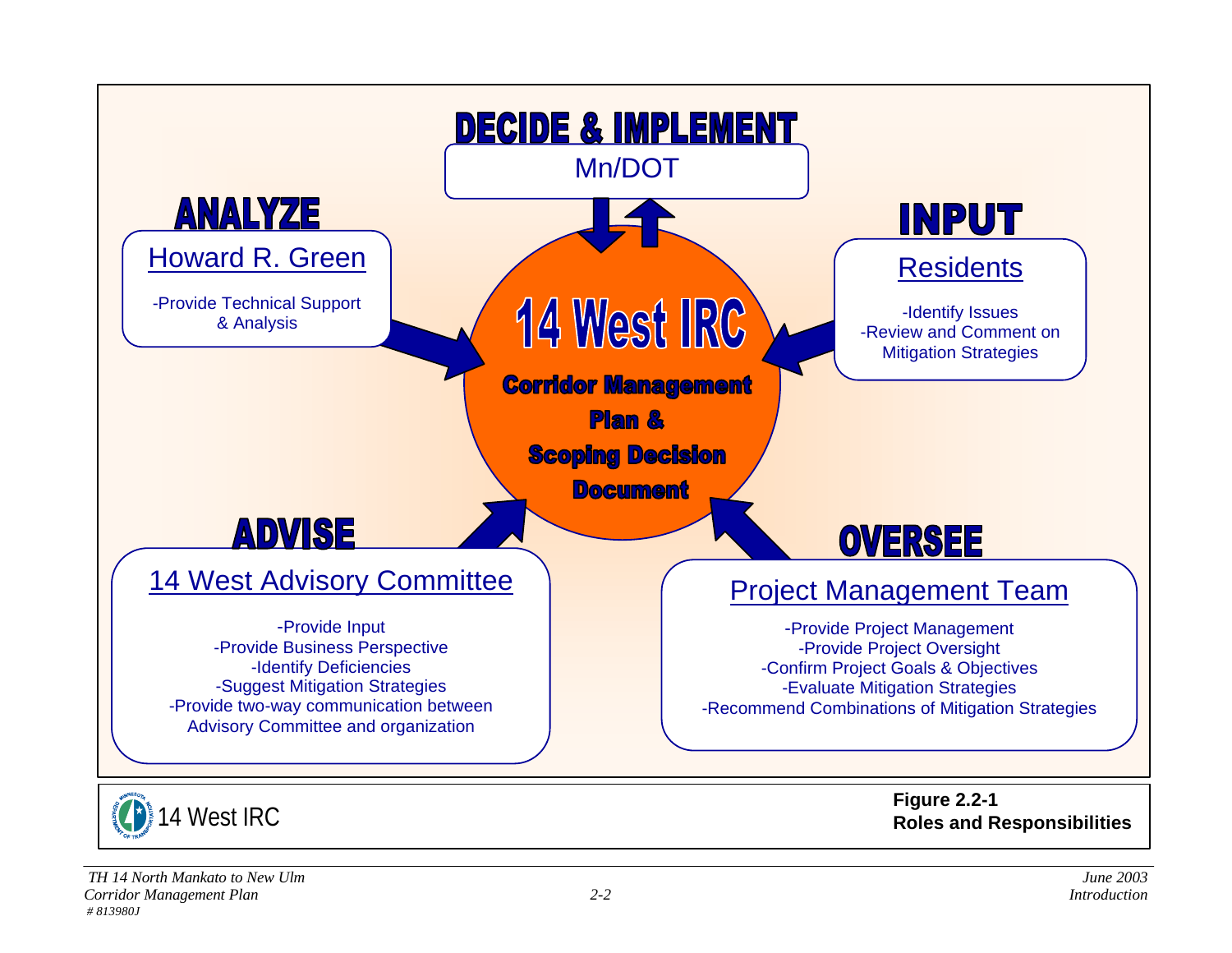## DECIDE & IMPLEMENT

**Mn/DOT**

## ANALYZE

**Howard R. Green**

- Provide Technical Support & Analysis

## INPUT

**Residents**

- Identify Issues
- Review and Comment on Mitigation Strategies

## 14 West IRC

**Corridor Management Plan & Scoping Decision Document**

## ADVISE

**14 West Advisory Committee**

- Provide Input
- Provide Business Perspective
- Identify Deficiencies
- Suggest Mitigation Strategies
- Provide two-way communication between Advisory Committee and organization

## OVERSEE

**Project Management Team**

- Provide Project Management
- Provide Project Oversight
- Confirm Project Goals & Objectives
- Evaluate Mitigation Strategies
- Recommend Combinations of Mitigation Strategies

14 West IRC

**Figure 2.2-1**
**Roles and Responsibilities**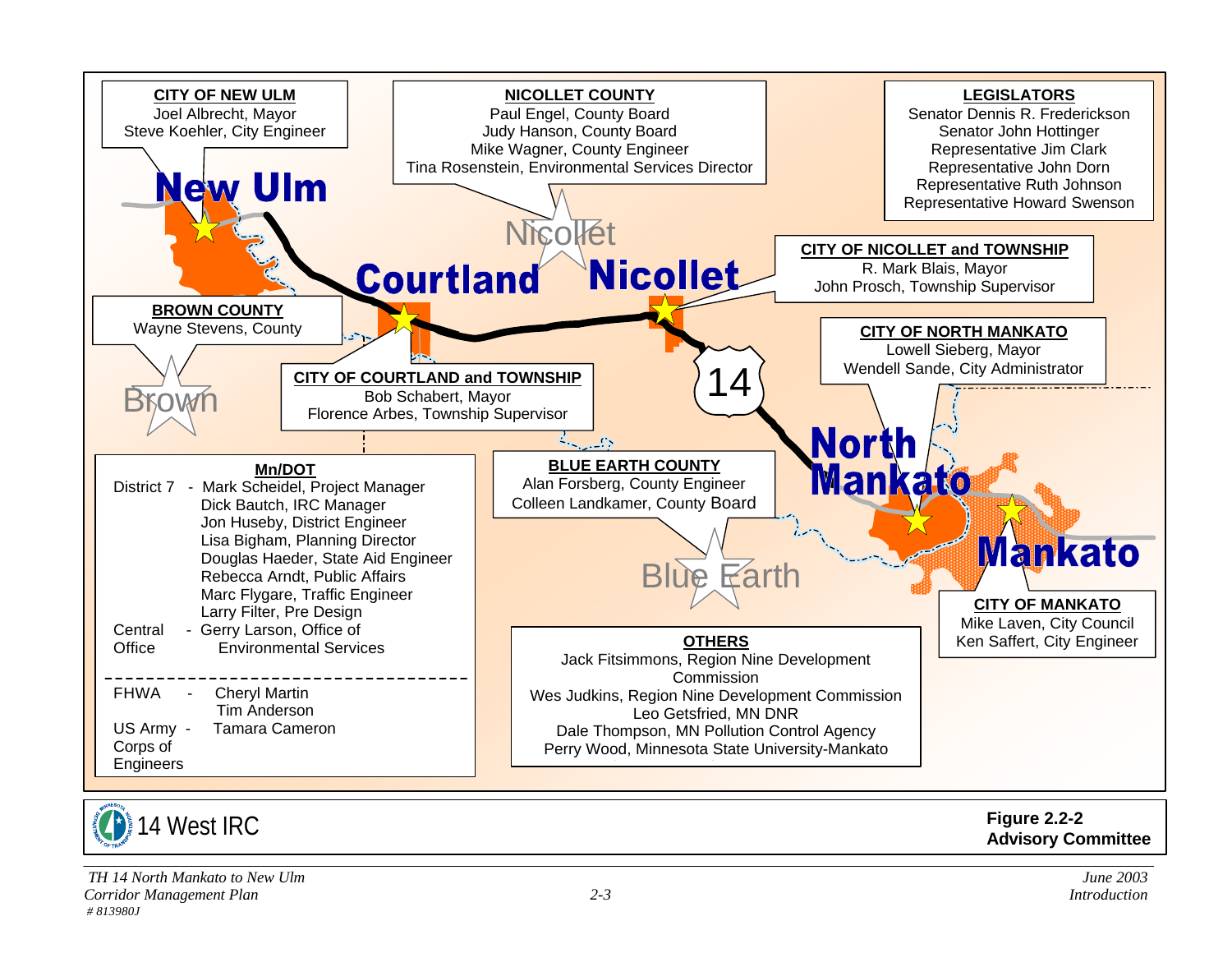**CITY OF NEW ULM**
Joel Albrecht, Mayor
Steve Koehler, City Engineer

**NICOLLET COUNTY**
Paul Engel, County Board
Judy Hanson, County Board
Mike Wagner, County Engineer
Tina Rosenstein, Environmental Services Director

**LEGISLATORS**
Senator Dennis R. Frederickson
Senator John Hottinger
Representative Jim Clark
Representative John Dorn
Representative Ruth Johnson
Representative Howard Swenson

**CITY OF NICOLLET and TOWNSHIP**
R. Mark Blais, Mayor
John Prosch, Township Supervisor

**BROWN COUNTY**
Wayne Stevens, County

**CITY OF COURTLAND and TOWNSHIP**
Bob Schabert, Mayor
Florence Arbes, Township Supervisor

**CITY OF NORTH MANKATO**
Lowell Sieberg, Mayor
Wendell Sande, City Administrator

**Mn/DOT**

District 7 - Mark Scheidel, Project Manager
Dick Bautch, IRC Manager
Jon Huseby, District Engineer
Lisa Bigham, Planning Director
Douglas Haeder, State Aid Engineer
Rebecca Arndt, Public Affairs
Marc Flygare, Traffic Engineer
Larry Filter, Pre Design

Central Office - Gerry Larson, Office of Environmental Services

FHWA - Cheryl Martin
Tim Anderson

US Army Corps of Engineers - Tamara Cameron

**BLUE EARTH COUNTY**
Alan Forsberg, County Engineer
Colleen Landkamer, County Board

**CITY OF MANKATO**
Mike Laven, City Council
Ken Saffert, City Engineer

**OTHERS**
Jack Fitsimmons, Region Nine Development Commission
Wes Judkins, Region Nine Development Commission
Leo Getsfried, MN DNR
Dale Thompson, MN Pollution Control Agency
Perry Wood, Minnesota State University-Mankato

14 West IRC

**Figure 2.2-2**
**Advisory Committee**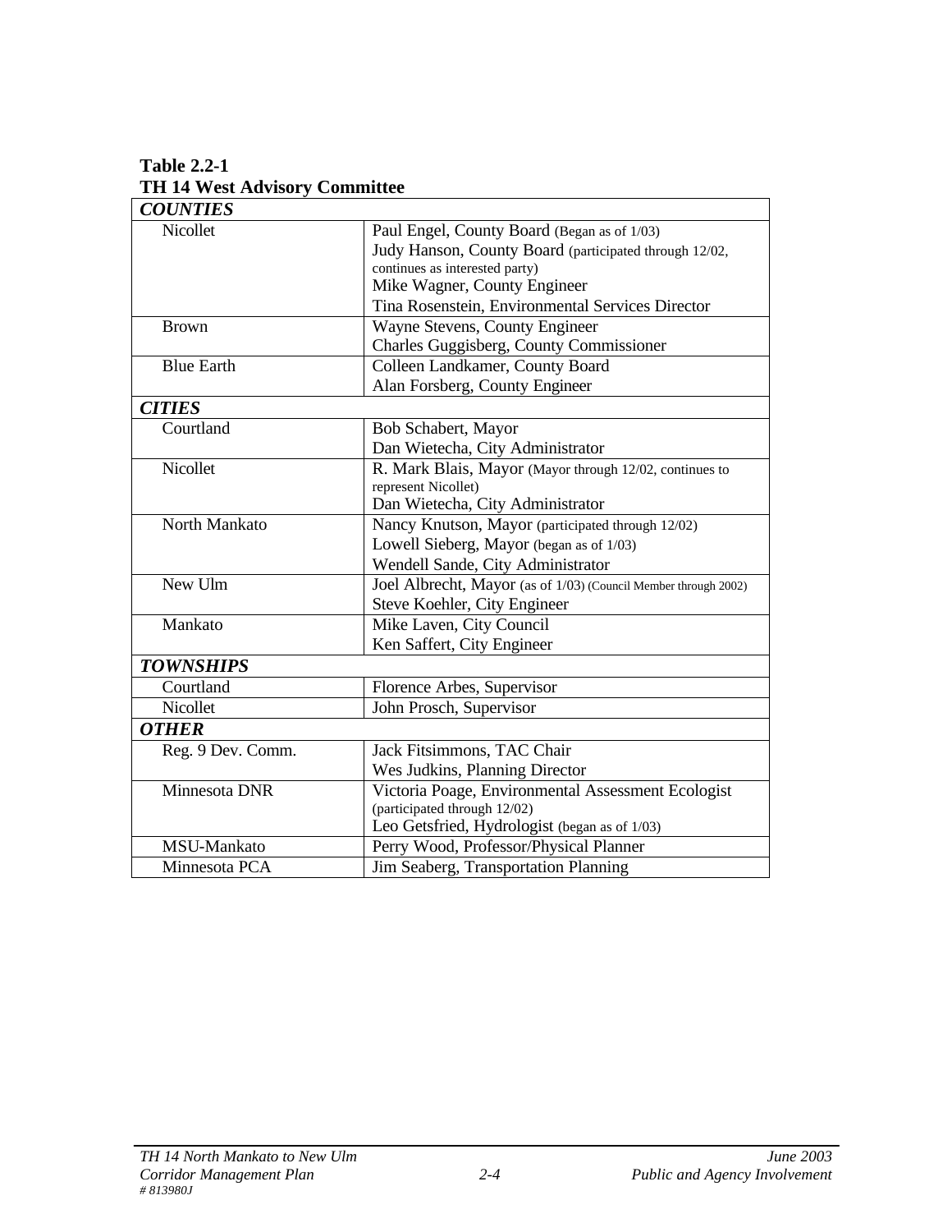**Table 2.2-1**
**TH 14 West Advisory Committee**

| | |
|---|---|
| ***COUNTIES*** | |
| Nicollet | Paul Engel, County Board (Began as of 1/03)<br>Judy Hanson, County Board (participated through 12/02, continues as interested party)<br>Mike Wagner, County Engineer<br>Tina Rosenstein, Environmental Services Director |
| Brown | Wayne Stevens, County Engineer<br>Charles Guggisberg, County Commissioner |
| Blue Earth | Colleen Landkamer, County Board<br>Alan Forsberg, County Engineer |
| ***CITIES*** | |
| Courtland | Bob Schabert, Mayor<br>Dan Wietecha, City Administrator |
| Nicollet | R. Mark Blais, Mayor (Mayor through 12/02, continues to represent Nicollet)<br>Dan Wietecha, City Administrator |
| North Mankato | Nancy Knutson, Mayor (participated through 12/02)<br>Lowell Sieberg, Mayor (began as of 1/03)<br>Wendell Sande, City Administrator |
| New Ulm | Joel Albrecht, Mayor (as of 1/03) (Council Member through 2002)<br>Steve Koehler, City Engineer |
| Mankato | Mike Laven, City Council<br>Ken Saffert, City Engineer |
| ***TOWNSHIPS*** | |
| Courtland | Florence Arbes, Supervisor |
| Nicollet | John Prosch, Supervisor |
| ***OTHER*** | |
| Reg. 9 Dev. Comm. | Jack Fitsimmons, TAC Chair<br>Wes Judkins, Planning Director |
| Minnesota DNR | Victoria Poage, Environmental Assessment Ecologist (participated through 12/02)<br>Leo Getsfried, Hydrologist (began as of 1/03) |
| MSU-Mankato | Perry Wood, Professor/Physical Planner |
| Minnesota PCA | Jim Seaberg, Transportation Planning |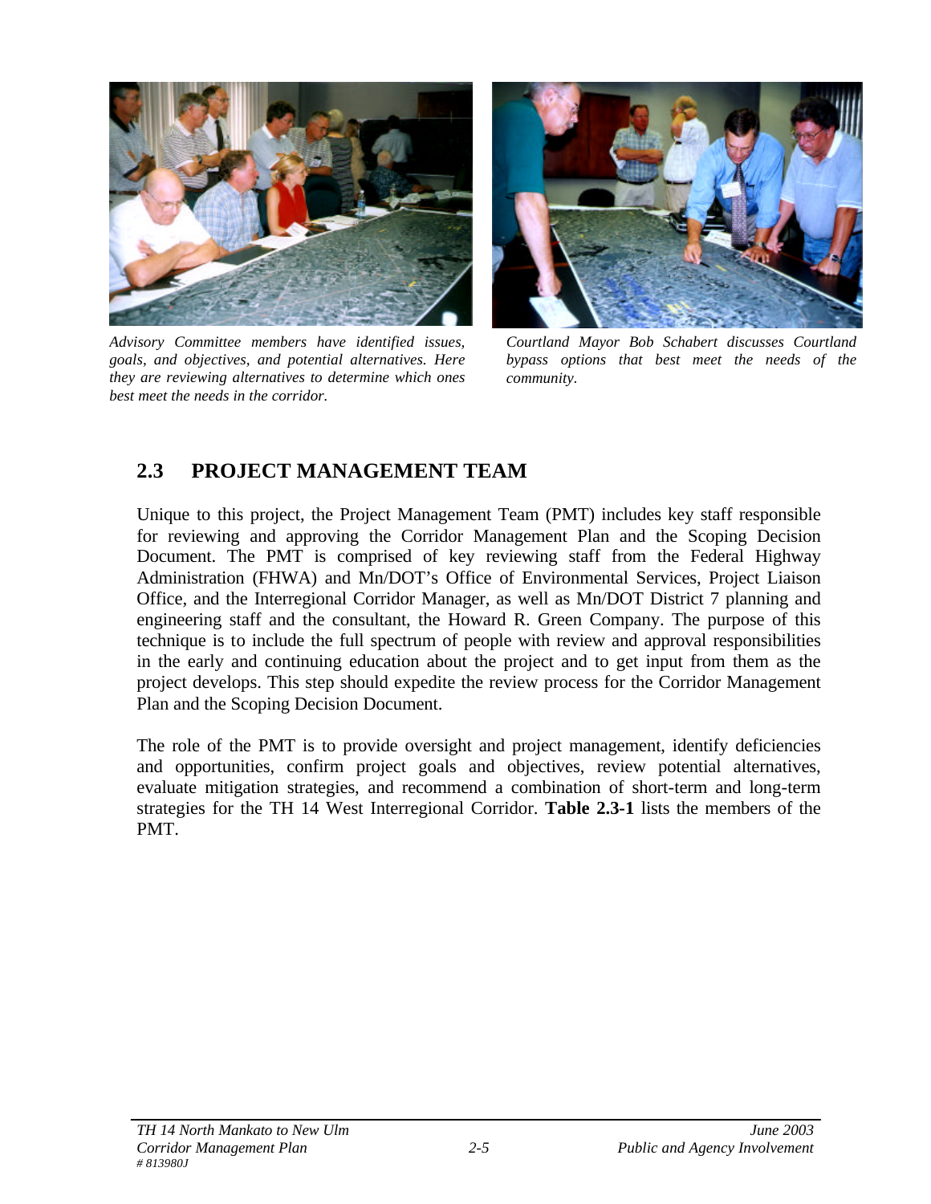Advisory Committee members have identified issues, goals, and objectives, and potential alternatives. Here they are reviewing alternatives to determine which ones best meet the needs in the corridor.

Courtland Mayor Bob Schabert discusses Courtland bypass options that best meet the needs of the community.

## 2.3 PROJECT MANAGEMENT TEAM

Unique to this project, the Project Management Team (PMT) includes key staff responsible for reviewing and approving the Corridor Management Plan and the Scoping Decision Document. The PMT is comprised of key reviewing staff from the Federal Highway Administration (FHWA) and Mn/DOT's Office of Environmental Services, Project Liaison Office, and the Interregional Corridor Manager, as well as Mn/DOT District 7 planning and engineering staff and the consultant, the Howard R. Green Company. The purpose of this technique is to include the full spectrum of people with review and approval responsibilities in the early and continuing education about the project and to get input from them as the project develops. This step should expedite the review process for the Corridor Management Plan and the Scoping Decision Document.

The role of the PMT is to provide oversight and project management, identify deficiencies and opportunities, confirm project goals and objectives, review potential alternatives, evaluate mitigation strategies, and recommend a combination of short-term and long-term strategies for the TH 14 West Interregional Corridor. **Table 2.3-1** lists the members of the PMT.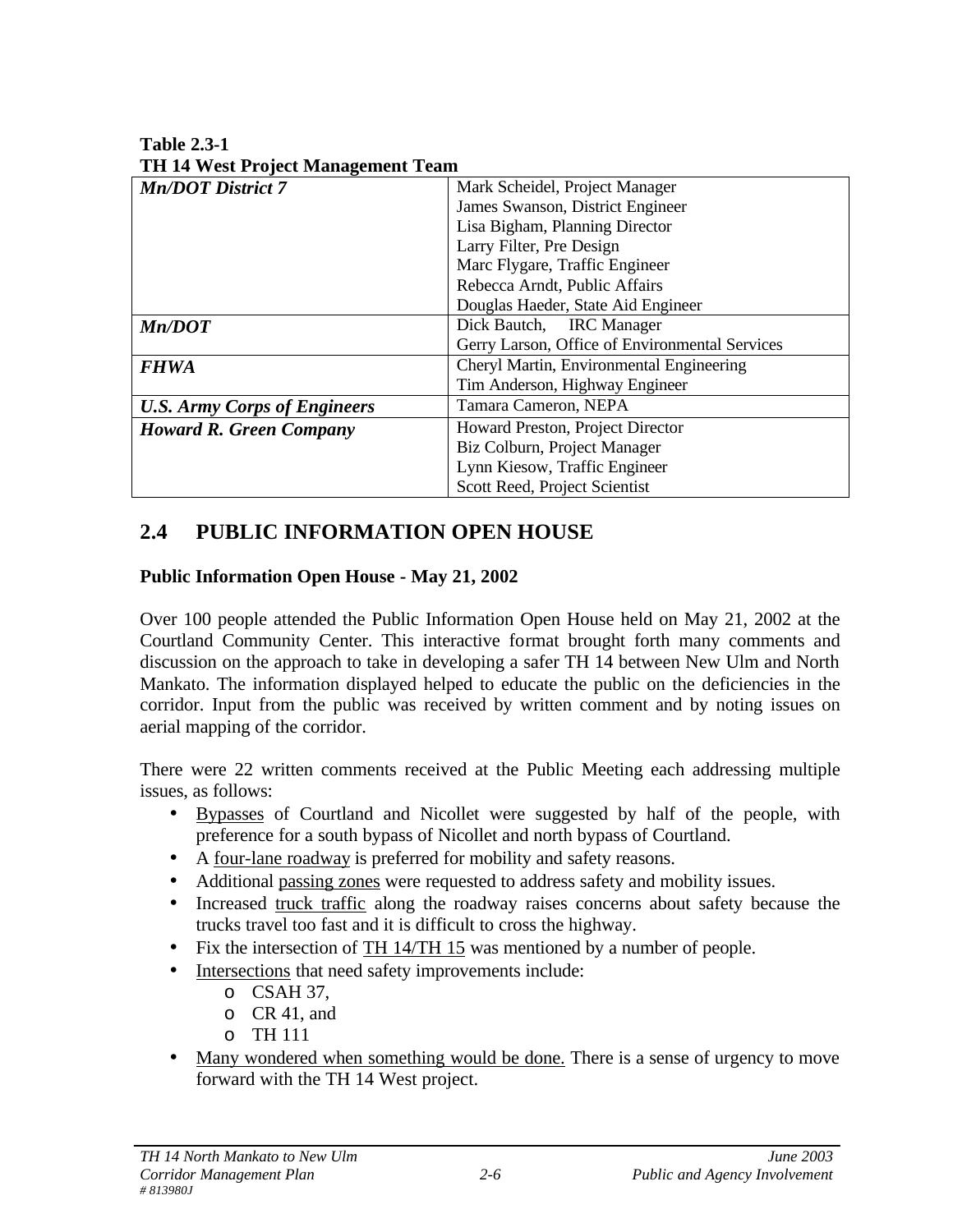**Table 2.3-1**
**TH 14 West Project Management Team**

| | |
|---|---|
| ***Mn/DOT District 7*** | Mark Scheidel, Project Manager<br>James Swanson, District Engineer<br>Lisa Bigham, Planning Director<br>Larry Filter, Pre Design<br>Marc Flygare, Traffic Engineer<br>Rebecca Arndt, Public Affairs<br>Douglas Haeder, State Aid Engineer |
| ***Mn/DOT*** | Dick Bautch, IRC Manager<br>Gerry Larson, Office of Environmental Services |
| ***FHWA*** | Cheryl Martin, Environmental Engineering<br>Tim Anderson, Highway Engineer |
| ***U.S. Army Corps of Engineers*** | Tamara Cameron, NEPA |
| ***Howard R. Green Company*** | Howard Preston, Project Director<br>Biz Colburn, Project Manager<br>Lynn Kiesow, Traffic Engineer<br>Scott Reed, Project Scientist |

## 2.4 PUBLIC INFORMATION OPEN HOUSE

**Public Information Open House - May 21, 2002**

Over 100 people attended the Public Information Open House held on May 21, 2002 at the Courtland Community Center. This interactive format brought forth many comments and discussion on the approach to take in developing a safer TH 14 between New Ulm and North Mankato. The information displayed helped to educate the public on the deficiencies in the corridor. Input from the public was received by written comment and by noting issues on aerial mapping of the corridor.

There were 22 written comments received at the Public Meeting each addressing multiple issues, as follows:

- Bypasses of Courtland and Nicollet were suggested by half of the people, with preference for a south bypass of Nicollet and north bypass of Courtland.
- A four-lane roadway is preferred for mobility and safety reasons.
- Additional passing zones were requested to address safety and mobility issues.
- Increased truck traffic along the roadway raises concerns about safety because the trucks travel too fast and it is difficult to cross the highway.
- Fix the intersection of TH 14/TH 15 was mentioned by a number of people.
- Intersections that need safety improvements include:
  - CSAH 37,
  - CR 41, and
  - TH 111
- Many wondered when something would be done. There is a sense of urgency to move forward with the TH 14 West project.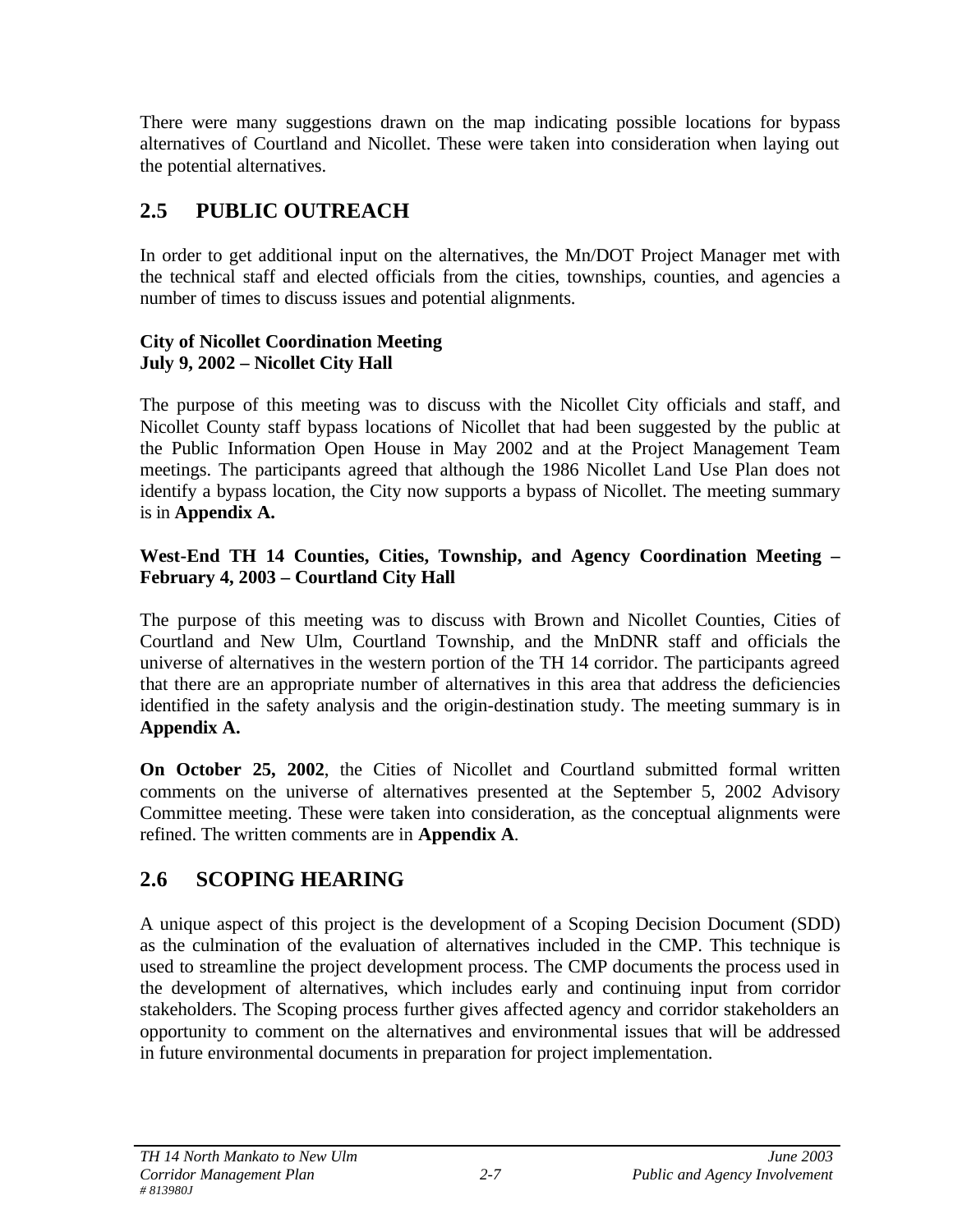There were many suggestions drawn on the map indicating possible locations for bypass alternatives of Courtland and Nicollet. These were taken into consideration when laying out the potential alternatives.

## 2.5 PUBLIC OUTREACH

In order to get additional input on the alternatives, the Mn/DOT Project Manager met with the technical staff and elected officials from the cities, townships, counties, and agencies a number of times to discuss issues and potential alignments.

**City of Nicollet Coordination Meeting**
**July 9, 2002 – Nicollet City Hall**

The purpose of this meeting was to discuss with the Nicollet City officials and staff, and Nicollet County staff bypass locations of Nicollet that had been suggested by the public at the Public Information Open House in May 2002 and at the Project Management Team meetings. The participants agreed that although the 1986 Nicollet Land Use Plan does not identify a bypass location, the City now supports a bypass of Nicollet. The meeting summary is in **Appendix A.**

**West-End TH 14 Counties, Cities, Township, and Agency Coordination Meeting – February 4, 2003 – Courtland City Hall**

The purpose of this meeting was to discuss with Brown and Nicollet Counties, Cities of Courtland and New Ulm, Courtland Township, and the MnDNR staff and officials the universe of alternatives in the western portion of the TH 14 corridor. The participants agreed that there are an appropriate number of alternatives in this area that address the deficiencies identified in the safety analysis and the origin-destination study. The meeting summary is in **Appendix A.**

**On October 25, 2002**, the Cities of Nicollet and Courtland submitted formal written comments on the universe of alternatives presented at the September 5, 2002 Advisory Committee meeting. These were taken into consideration, as the conceptual alignments were refined. The written comments are in **Appendix A**.

## 2.6 SCOPING HEARING

A unique aspect of this project is the development of a Scoping Decision Document (SDD) as the culmination of the evaluation of alternatives included in the CMP. This technique is used to streamline the project development process. The CMP documents the process used in the development of alternatives, which includes early and continuing input from corridor stakeholders. The Scoping process further gives affected agency and corridor stakeholders an opportunity to comment on the alternatives and environmental issues that will be addressed in future environmental documents in preparation for project implementation.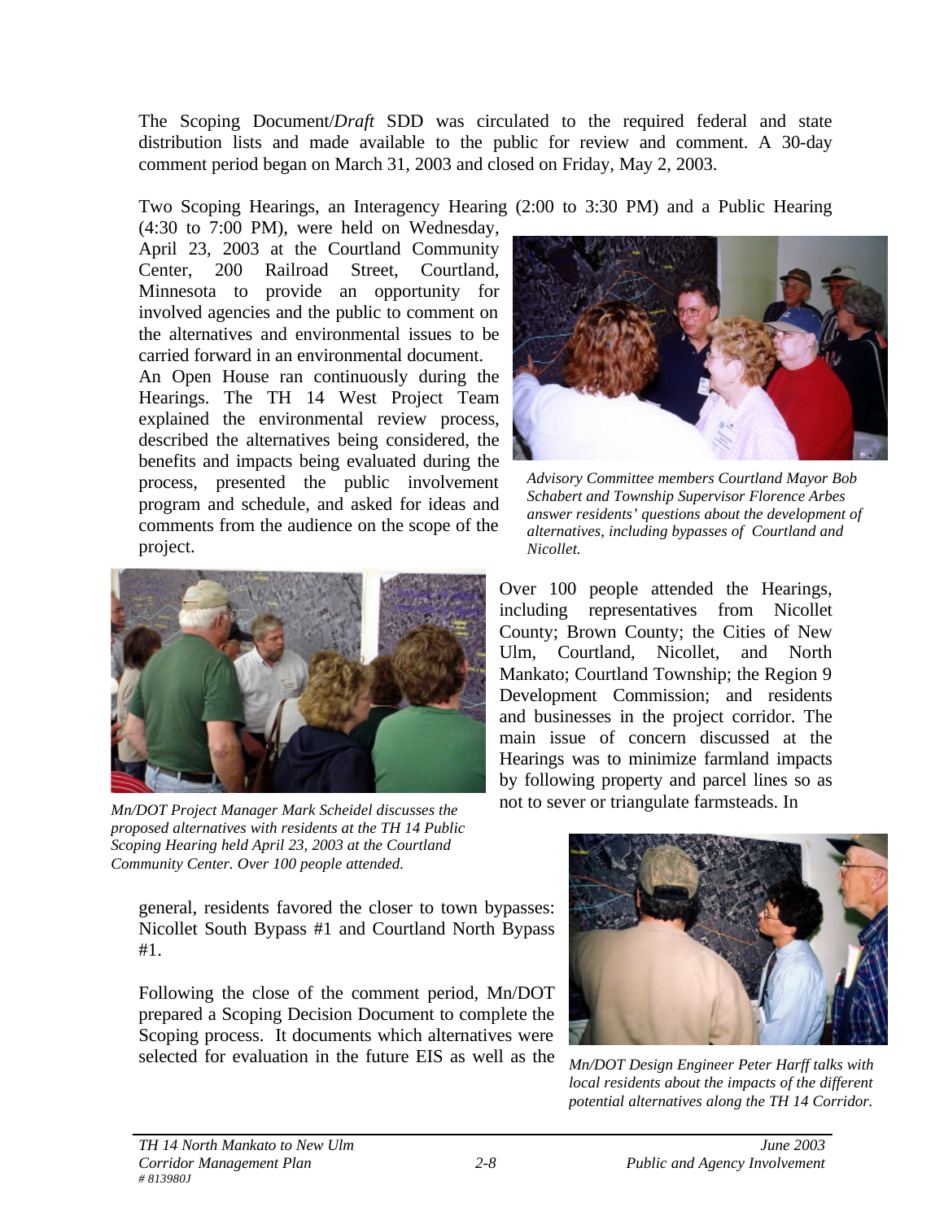The Scoping Document/*Draft* SDD was circulated to the required federal and state distribution lists and made available to the public for review and comment. A 30-day comment period began on March 31, 2003 and closed on Friday, May 2, 2003.

Two Scoping Hearings, an Interagency Hearing (2:00 to 3:30 PM) and a Public Hearing (4:30 to 7:00 PM), were held on Wednesday, April 23, 2003 at the Courtland Community Center, 200 Railroad Street, Courtland, Minnesota to provide an opportunity for involved agencies and the public to comment on the alternatives and environmental issues to be carried forward in an environmental document. An Open House ran continuously during the Hearings. The TH 14 West Project Team explained the environmental review process, described the alternatives being considered, the benefits and impacts being evaluated during the process, presented the public involvement program and schedule, and asked for ideas and comments from the audience on the scope of the project.

*Advisory Committee members Courtland Mayor Bob Schabert and Township Supervisor Florence Arbes answer residents' questions about the development of alternatives, including bypasses of Courtland and Nicollet.*

*Mn/DOT Project Manager Mark Scheidel discusses the proposed alternatives with residents at the TH 14 Public Scoping Hearing held April 23, 2003 at the Courtland Community Center. Over 100 people attended.*

Over 100 people attended the Hearings, including representatives from Nicollet County; Brown County; the Cities of New Ulm, Courtland, Nicollet, and North Mankato; Courtland Township; the Region 9 Development Commission; and residents and businesses in the project corridor. The main issue of concern discussed at the Hearings was to minimize farmland impacts by following property and parcel lines so as not to sever or triangulate farmsteads. In general, residents favored the closer to town bypasses: Nicollet South Bypass #1 and Courtland North Bypass #1.

Following the close of the comment period, Mn/DOT prepared a Scoping Decision Document to complete the Scoping process. It documents which alternatives were selected for evaluation in the future EIS as well as the

*Mn/DOT Design Engineer Peter Harff talks with local residents about the impacts of the different potential alternatives along the TH 14 Corridor.*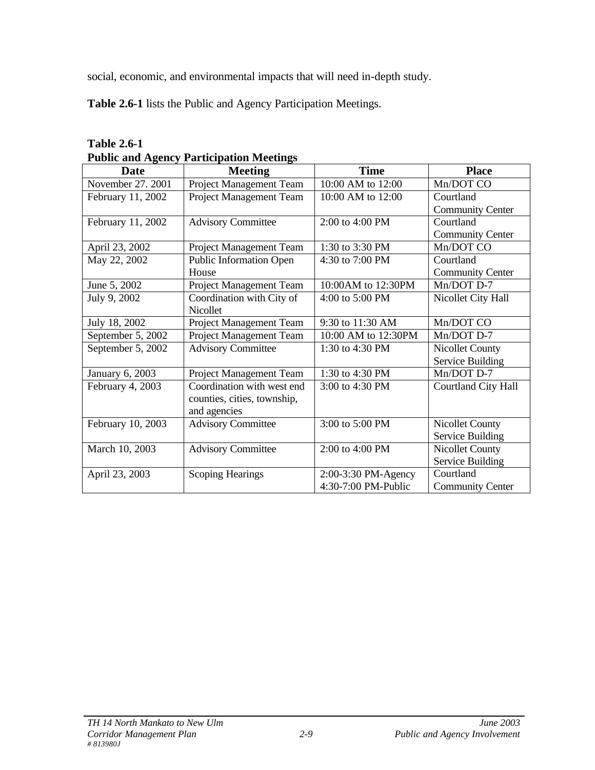social, economic, and environmental impacts that will need in-depth study.

**Table 2.6-1** lists the Public and Agency Participation Meetings.

**Table 2.6-1**
**Public and Agency Participation Meetings**

| Date | Meeting | Time | Place |
|---|---|---|---|
| November 27. 2001 | Project Management Team | 10:00 AM to 12:00 | Mn/DOT CO |
| February 11, 2002 | Project Management Team | 10:00 AM to 12:00 | Courtland Community Center |
| February 11, 2002 | Advisory Committee | 2:00 to 4:00 PM | Courtland Community Center |
| April 23, 2002 | Project Management Team | 1:30 to 3:30 PM | Mn/DOT CO |
| May 22, 2002 | Public Information Open House | 4:30 to 7:00 PM | Courtland Community Center |
| June 5, 2002 | Project Management Team | 10:00AM to 12:30PM | Mn/DOT D-7 |
| July 9, 2002 | Coordination with City of Nicollet | 4:00 to 5:00 PM | Nicollet City Hall |
| July 18, 2002 | Project Management Team | 9:30 to 11:30 AM | Mn/DOT CO |
| September 5, 2002 | Project Management Team | 10:00 AM to 12:30PM | Mn/DOT D-7 |
| September 5, 2002 | Advisory Committee | 1:30 to 4:30 PM | Nicollet County Service Building |
| January 6, 2003 | Project Management Team | 1:30 to 4:30 PM | Mn/DOT D-7 |
| February 4, 2003 | Coordination with west end counties, cities, township, and agencies | 3:00 to 4:30 PM | Courtland City Hall |
| February 10, 2003 | Advisory Committee | 3:00 to 5:00 PM | Nicollet County Service Building |
| March 10, 2003 | Advisory Committee | 2:00 to 4:00 PM | Nicollet County Service Building |
| April 23, 2003 | Scoping Hearings | 2:00-3:30 PM-Agency<br>4:30-7:00 PM-Public | Courtland Community Center |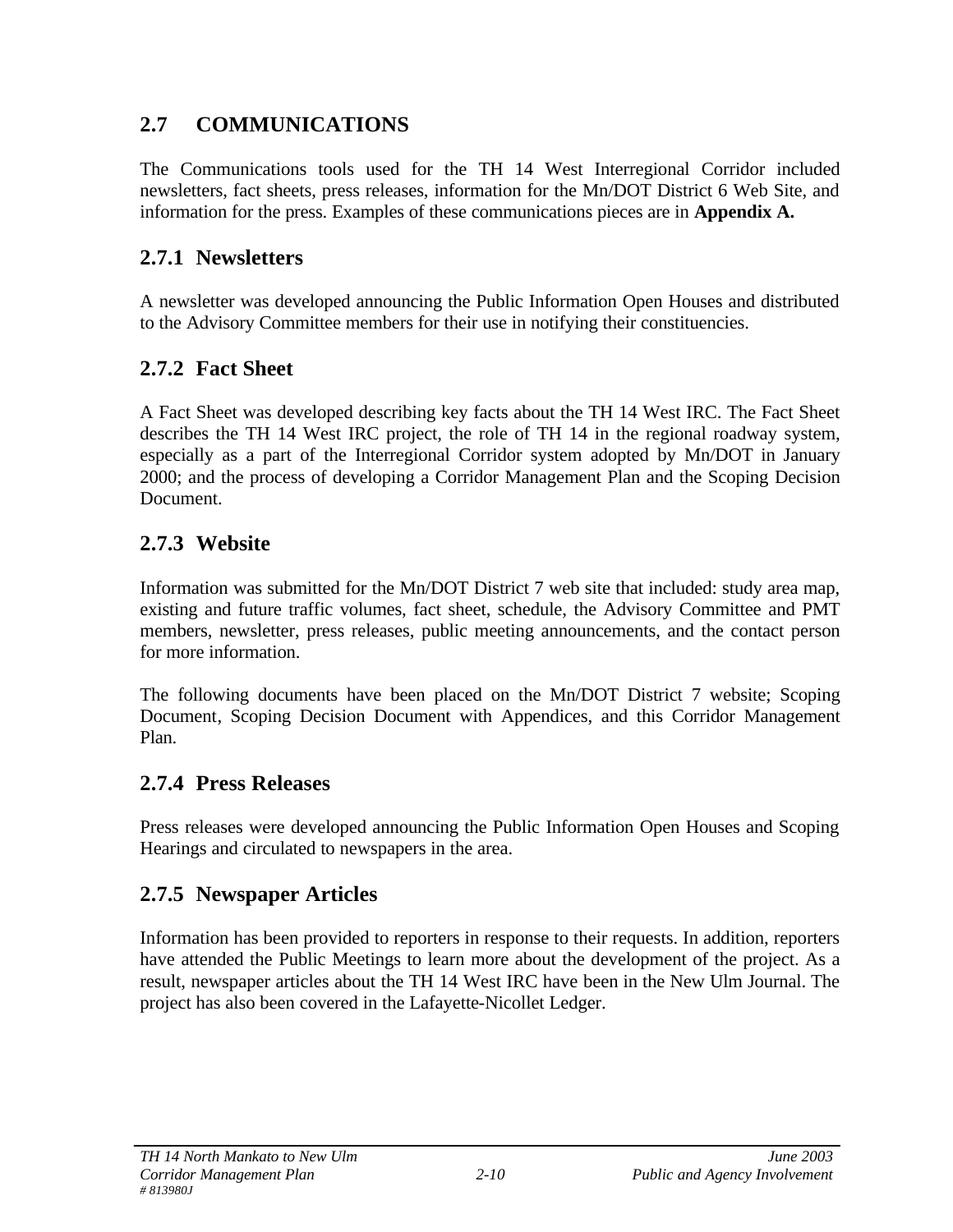## 2.7 COMMUNICATIONS

The Communications tools used for the TH 14 West Interregional Corridor included newsletters, fact sheets, press releases, information for the Mn/DOT District 6 Web Site, and information for the press. Examples of these communications pieces are in **Appendix A.**

### 2.7.1 Newsletters

A newsletter was developed announcing the Public Information Open Houses and distributed to the Advisory Committee members for their use in notifying their constituencies.

### 2.7.2 Fact Sheet

A Fact Sheet was developed describing key facts about the TH 14 West IRC. The Fact Sheet describes the TH 14 West IRC project, the role of TH 14 in the regional roadway system, especially as a part of the Interregional Corridor system adopted by Mn/DOT in January 2000; and the process of developing a Corridor Management Plan and the Scoping Decision Document.

### 2.7.3 Website

Information was submitted for the Mn/DOT District 7 web site that included: study area map, existing and future traffic volumes, fact sheet, schedule, the Advisory Committee and PMT members, newsletter, press releases, public meeting announcements, and the contact person for more information.

The following documents have been placed on the Mn/DOT District 7 website; Scoping Document, Scoping Decision Document with Appendices, and this Corridor Management Plan.

### 2.7.4 Press Releases

Press releases were developed announcing the Public Information Open Houses and Scoping Hearings and circulated to newspapers in the area.

### 2.7.5 Newspaper Articles

Information has been provided to reporters in response to their requests. In addition, reporters have attended the Public Meetings to learn more about the development of the project. As a result, newspaper articles about the TH 14 West IRC have been in the New Ulm Journal. The project has also been covered in the Lafayette-Nicollet Ledger.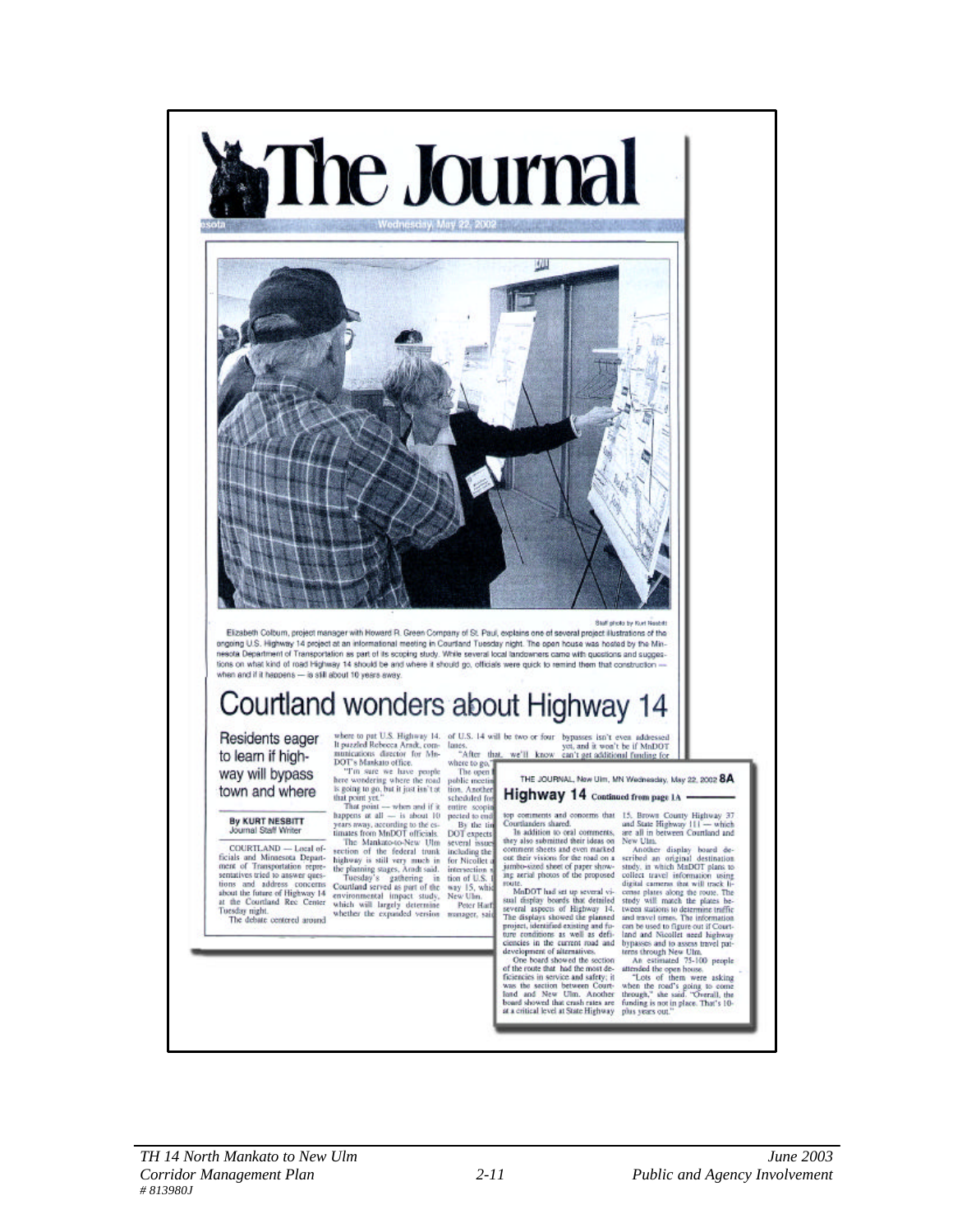# The Journal

Wednesday, May 22, 2002

Staff photo by Kurt Nesbitt

Elizabeth Colburn, project manager with Howard R. Green Company of St. Paul, explains one of several project illustrations of the ongoing U.S. Highway 14 project at an informational meeting in Courtland Tuesday night. The open house was hosted by the Minnesota Department of Transportation as part of its scoping study. While several local landowners came with questions and suggestions on what kind of road Highway 14 should be and where it should go, officials were quick to remind them that construction — when and if it happens — is still about 10 years away.

## Courtland wonders about Highway 14

### Residents eager to learn if highway will bypass town and where

**By KURT NESBITT**
Journal Staff Writer

COURTLAND — Local officials and Minnesota Department of Transportation representatives tried to answer questions and address concerns about the future of Highway 14 at the Courtland Rec Center Tuesday night.

The debate centered around where to put U.S. Highway 14. It puzzled Rebecca Arndt, communications director for MnDOT's Mankato office.

"I'm sure we have people here wondering where the road is going to go, but it just isn't at that point yet."

That point — when and if it happens at all — is about 10 years away, according to the estimates from MnDOT officials.

The Mankato-to-New Ulm section of the federal trunk highway is still very much in the planning stages, Arndt said.

Tuesday's gathering in Courtland served as part of the environmental impact study, which will largely determine whether the expanded version of U.S. 14 will be two or four lanes.

"After that, we'll know where to go,"

The open ... public meetin... tion. Another ... scheduled fo... entire scopin... pected to end...

By the tim... DOT expects ... several issue... including the ... for Nicollet a... intersection ... tion of U.S. ... way 15, whic... New Ulm.

Peter Harf... manager, said ... bypasses isn't even addressed yet, and it won't be if MnDOT can't get additional funding for

THE JOURNAL, New Ulm, MN Wednesday, May 22, 2002 **8A**

### Highway 14 Continued from page 1A

top comments and concerns that Courtlanders shared.

In addition to oral comments, they also submitted their ideas on comment sheets and even marked out their visions for the road on a jumbo-sized sheet of paper showing aerial photos of the proposed route.

MnDOT had set up several visual display boards that detailed several aspects of Highway 14. The displays showed the planned project, identified existing and future conditions as well as deficiencies in the current road and development of alternatives.

One board showed the section of the route that had the most deficiencies in service and safety; it was the section between Courtland and New Ulm. Another board showed that crash rates are at a critical level at State Highway 15, Brown County Highway 37 and State Highway 111 — which are all in between Courtland and New Ulm.

Another display board described an original destination study, in which MnDOT plans to collect travel information using digital cameras that will track license plates along the route. The study will match the plates between stations to determine traffic and travel times. The information can be used to figure out if Courtland and Nicollet need highway bypasses and to assess travel patterns through New Ulm.

An estimated 75-100 people attended the open house.

"Lots of them were asking when the road's going to come through," she said. "Overall, the funding is not in place. That's 10-plus years out."